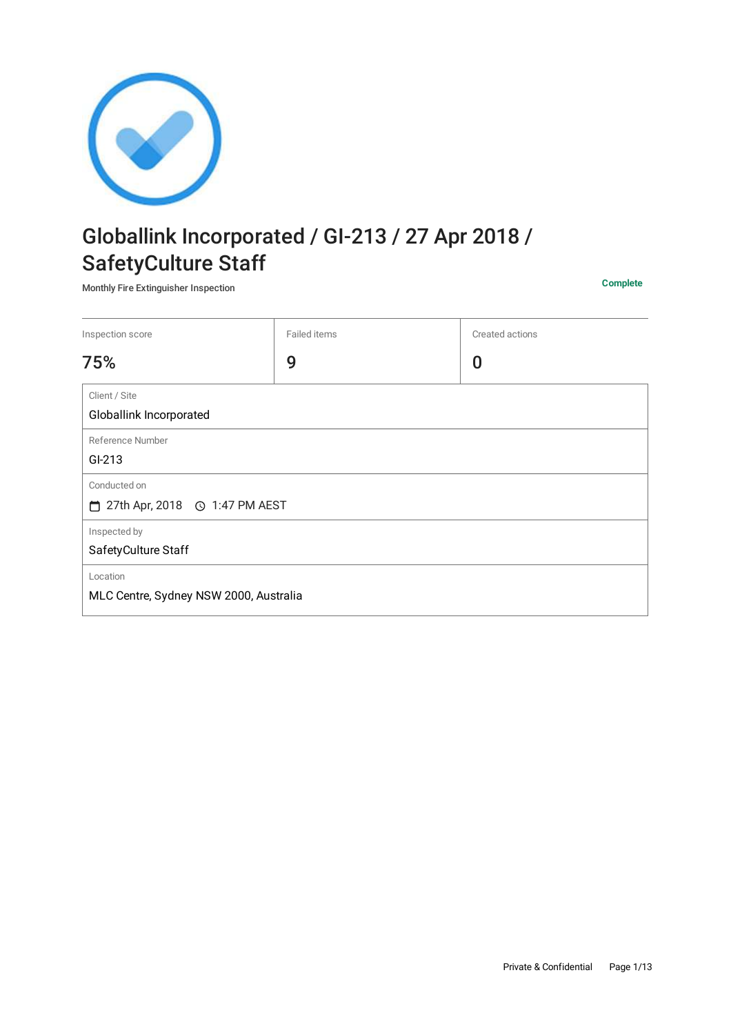# Globallink Incorporated / GI-213 / 27 Apr 2018 / SafetyCulture Staff

Monthly Fire Extinguisher Inspection

**Complete**

| Inspection score | Failed items | Created actions |
|---|---|---|
| 75% | 9 | 0 |

| | |
|---|---|
| Client / Site | Globallink Incorporated |
| Reference Number | GI-213 |
| Conducted on | 27th Apr, 2018 1:47 PM AEST |
| Inspected by | SafetyCulture Staff |
| Location | MLC Centre, Sydney NSW 2000, Australia |

Private & Confidential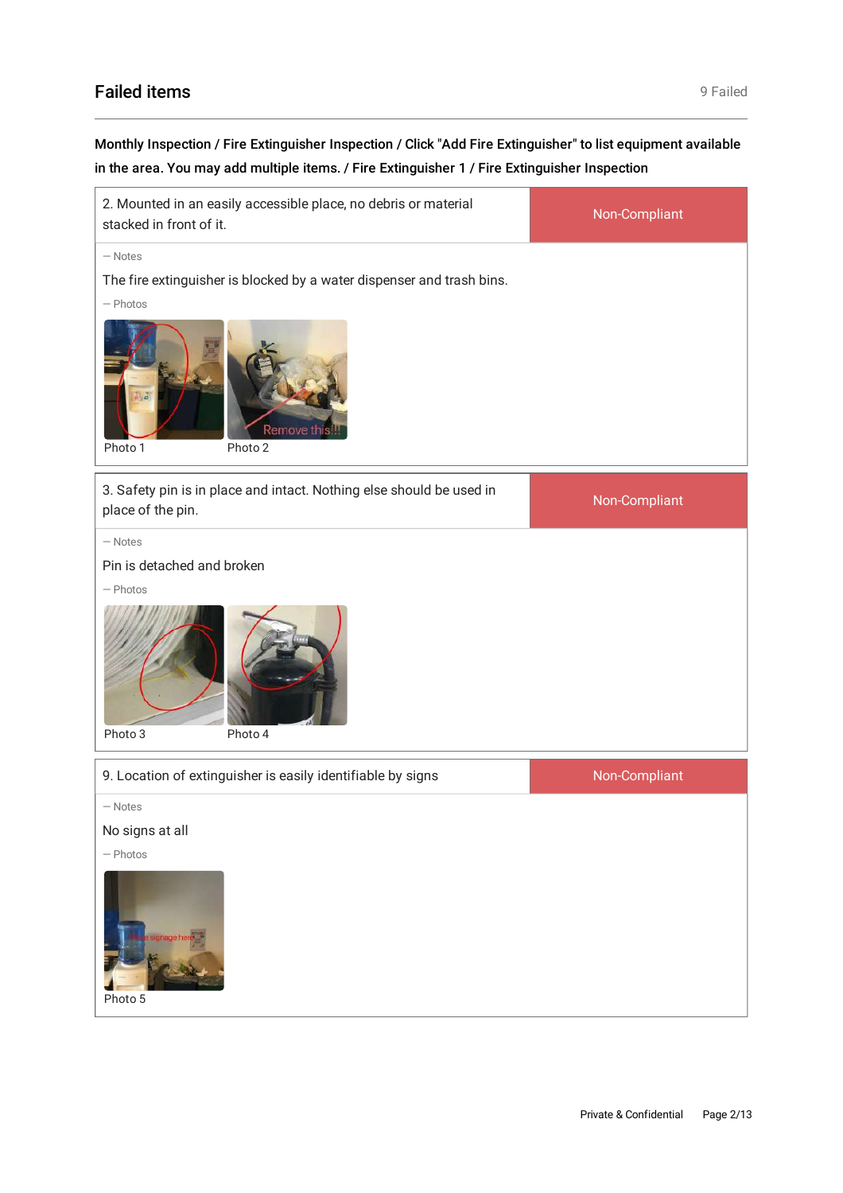## Failed items

9 Failed

**Monthly Inspection / Fire Extinguisher Inspection / Click "Add Fire Extinguisher" to list equipment available in the area. You may add multiple items. / Fire Extinguisher 1 / Fire Extinguisher Inspection**

| 2. Mounted in an easily accessible place, no debris or material stacked in front of it. | Non-Compliant |
|---|---|

— Notes

The fire extinguisher is blocked by a water dispenser and trash bins.

— Photos

Photo 1 Photo 2

| 3. Safety pin is in place and intact. Nothing else should be used in place of the pin. | Non-Compliant |
|---|---|

— Notes

Pin is detached and broken

— Photos

Photo 3 Photo 4

| 9. Location of extinguisher is easily identifiable by signs | Non-Compliant |
|---|---|

— Notes

No signs at all

— Photos

Photo 5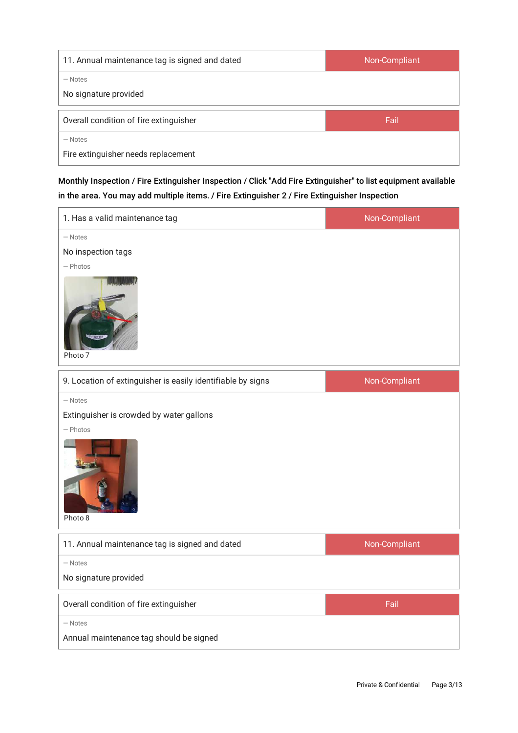| 11. Annual maintenance tag is signed and dated | Non-Compliant |
|---|---|

— Notes

No signature provided

| Overall condition of fire extinguisher | Fail |
|---|---|

— Notes

Fire extinguisher needs replacement

**Monthly Inspection / Fire Extinguisher Inspection / Click "Add Fire Extinguisher" to list equipment available in the area. You may add multiple items. / Fire Extinguisher 2 / Fire Extinguisher Inspection**

| 1. Has a valid maintenance tag | Non-Compliant |
|---|---|

— Notes

No inspection tags

— Photos

Photo 7

| 9. Location of extinguisher is easily identifiable by signs | Non-Compliant |
|---|---|

— Notes

Extinguisher is crowded by water gallons

— Photos

Photo 8

| 11. Annual maintenance tag is signed and dated | Non-Compliant |
|---|---|

— Notes

No signature provided

| Overall condition of fire extinguisher | Fail |
|---|---|

— Notes

Annual maintenance tag should be signed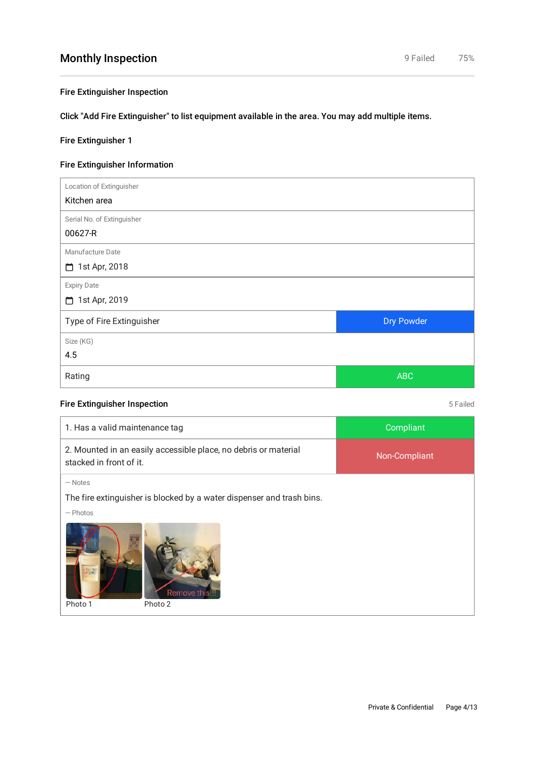## Monthly Inspection

9 Failed 75%

### Fire Extinguisher Inspection

**Click "Add Fire Extinguisher" to list equipment available in the area. You may add multiple items.**

### Fire Extinguisher 1

### Fire Extinguisher Information

| Field | Value |
|---|---|
| Location of Extinguisher | Kitchen area |
| Serial No. of Extinguisher | 00627-R |
| Manufacture Date | 1st Apr, 2018 |
| Expiry Date | 1st Apr, 2019 |
| Type of Fire Extinguisher | Dry Powder |
| Size (KG) | 4.5 |
| Rating | ABC |

### Fire Extinguisher Inspection

5 Failed

| Item | Result |
|---|---|
| 1. Has a valid maintenance tag | Compliant |
| 2. Mounted in an easily accessible place, no debris or material stacked in front of it. | Non-Compliant |

— Notes

The fire extinguisher is blocked by a water dispenser and trash bins.

— Photos

Photo 1

Remove this!!!

Photo 2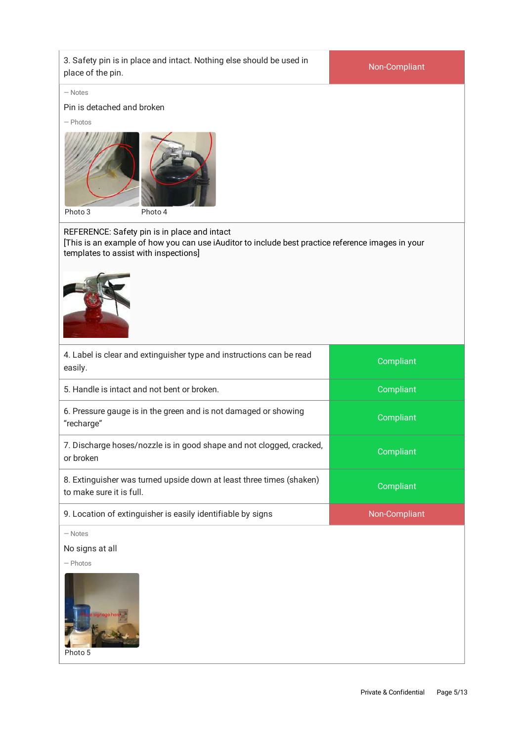| Item | Response |
|---|---|
| 3. Safety pin is in place and intact. Nothing else should be used in place of the pin. | Non-Compliant |

— Notes

Pin is detached and broken

— Photos

Photo 3    Photo 4

REFERENCE: Safety pin is in place and intact
[This is an example of how you can use iAuditor to include best practice reference images in your templates to assist with inspections]

| Item | Response |
|---|---|
| 4. Label is clear and extinguisher type and instructions can be read easily. | Compliant |
| 5. Handle is intact and not bent or broken. | Compliant |
| 6. Pressure gauge is in the green and is not damaged or showing "recharge" | Compliant |
| 7. Discharge hoses/nozzle is in good shape and not clogged, cracked, or broken | Compliant |
| 8. Extinguisher was turned upside down at least three times (shaken) to make sure it is full. | Compliant |
| 9. Location of extinguisher is easily identifiable by signs | Non-Compliant |

— Notes

No signs at all

— Photos

Photo 5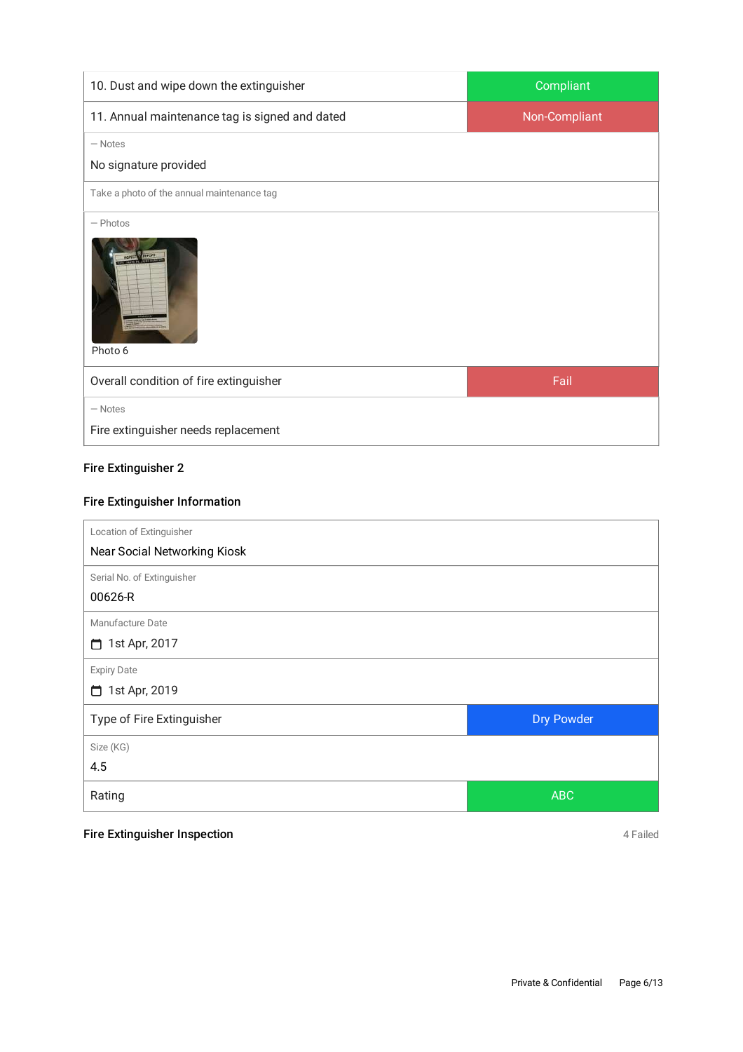| | |
|---|---|
| 10. Dust and wipe down the extinguisher | Compliant |
| 11. Annual maintenance tag is signed and dated | Non-Compliant |

— Notes

No signature provided

Take a photo of the annual maintenance tag

— Photos

Photo 6

| | |
|---|---|
| Overall condition of fire extinguisher | Fail |

— Notes

Fire extinguisher needs replacement

### Fire Extinguisher 2

### Fire Extinguisher Information

Location of Extinguisher

Near Social Networking Kiosk

Serial No. of Extinguisher

00626-R

Manufacture Date

1st Apr, 2017

Expiry Date

1st Apr, 2019

| | |
|---|---|
| Type of Fire Extinguisher | Dry Powder |

Size (KG)

4.5

| | |
|---|---|
| Rating | ABC |

### Fire Extinguisher Inspection

4 Failed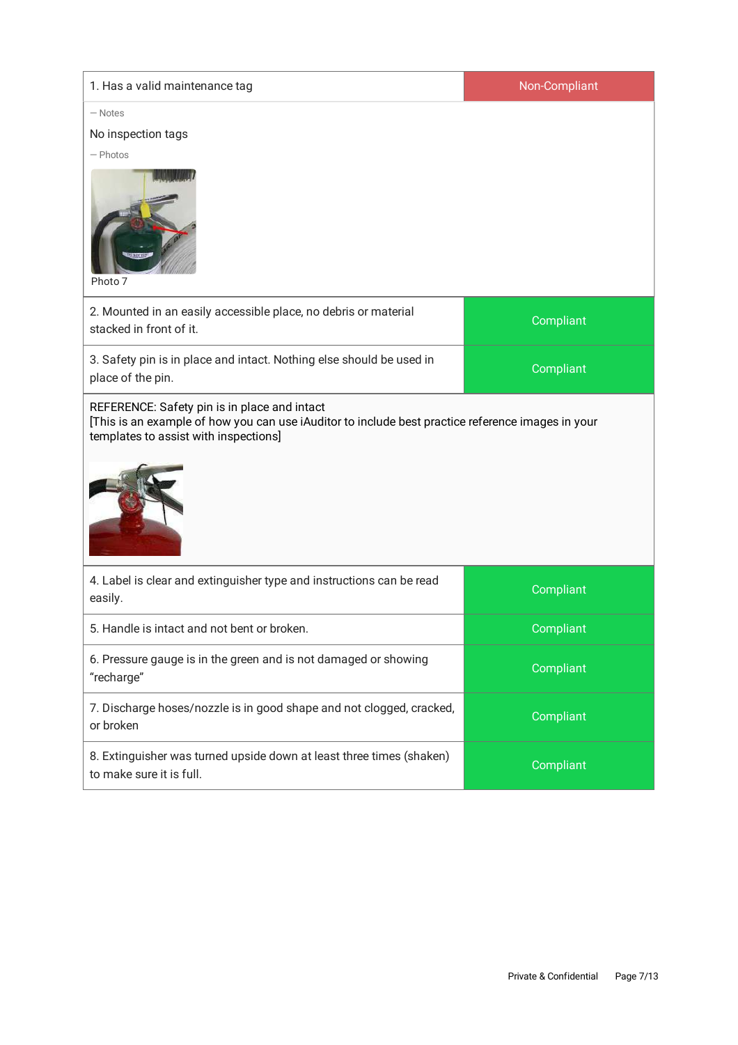| 1. Has a valid maintenance tag | Non-Compliant |
|---|---|

— Notes

No inspection tags

— Photos

Photo 7

| 2. Mounted in an easily accessible place, no debris or material stacked in front of it. | Compliant |
|---|---|
| 3. Safety pin is in place and intact. Nothing else should be used in place of the pin. | Compliant |

REFERENCE: Safety pin is in place and intact
[This is an example of how you can use iAuditor to include best practice reference images in your templates to assist with inspections]

| 4. Label is clear and extinguisher type and instructions can be read easily. | Compliant |
|---|---|
| 5. Handle is intact and not bent or broken. | Compliant |
| 6. Pressure gauge is in the green and is not damaged or showing "recharge" | Compliant |
| 7. Discharge hoses/nozzle is in good shape and not clogged, cracked, or broken | Compliant |
| 8. Extinguisher was turned upside down at least three times (shaken) to make sure it is full. | Compliant |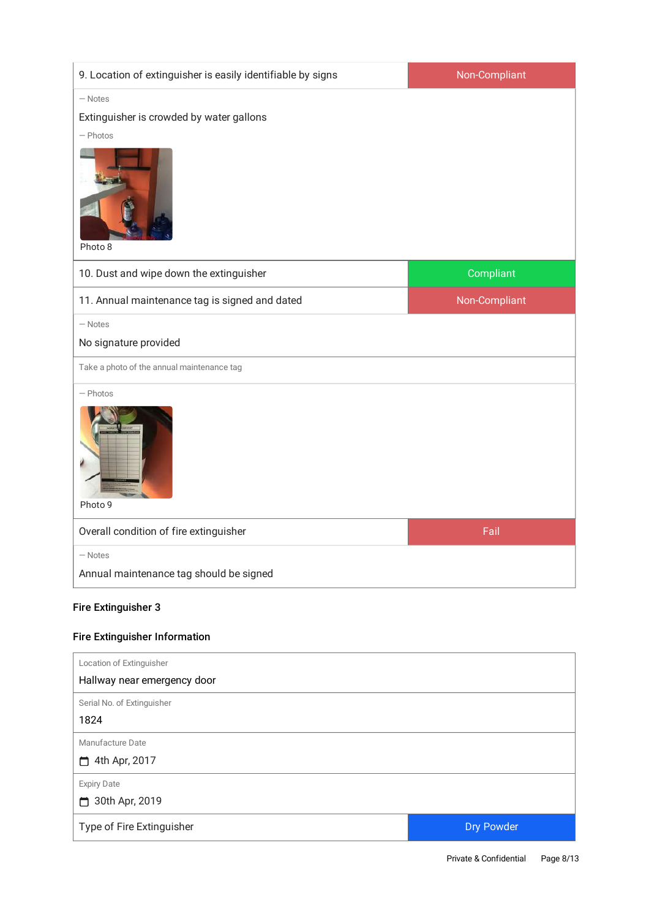| 9. Location of extinguisher is easily identifiable by signs | Non-Compliant |
|---|---|

— Notes

Extinguisher is crowded by water gallons

— Photos

Photo 8

| 10. Dust and wipe down the extinguisher | Compliant |
|---|---|
| 11. Annual maintenance tag is signed and dated | Non-Compliant |

— Notes

No signature provided

Take a photo of the annual maintenance tag

— Photos

Photo 9

| Overall condition of fire extinguisher | Fail |
|---|---|

— Notes

Annual maintenance tag should be signed

### Fire Extinguisher 3

### Fire Extinguisher Information

Location of Extinguisher

Hallway near emergency door

Serial No. of Extinguisher

1824

Manufacture Date

4th Apr, 2017

Expiry Date

30th Apr, 2019

| Type of Fire Extinguisher | Dry Powder |
|---|---|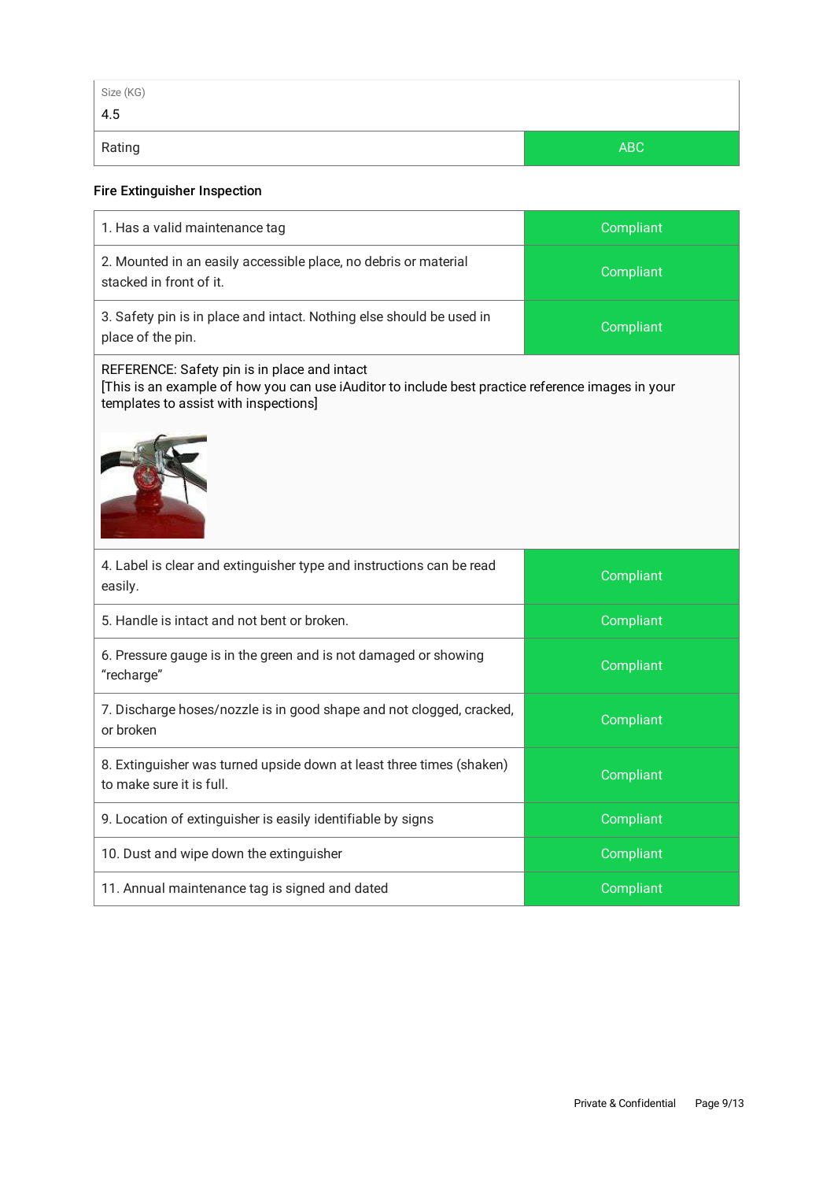| Size (KG) | |
|---|---|
| 4.5 | |
| Rating | ABC |

### Fire Extinguisher Inspection

| Item | Status |
|---|---|
| 1. Has a valid maintenance tag | Compliant |
| 2. Mounted in an easily accessible place, no debris or material stacked in front of it. | Compliant |
| 3. Safety pin is in place and intact. Nothing else should be used in place of the pin. | Compliant |

REFERENCE: Safety pin is in place and intact
[This is an example of how you can use iAuditor to include best practice reference images in your templates to assist with inspections]

| Item | Status |
|---|---|
| 4. Label is clear and extinguisher type and instructions can be read easily. | Compliant |
| 5. Handle is intact and not bent or broken. | Compliant |
| 6. Pressure gauge is in the green and is not damaged or showing "recharge" | Compliant |
| 7. Discharge hoses/nozzle is in good shape and not clogged, cracked, or broken | Compliant |
| 8. Extinguisher was turned upside down at least three times (shaken) to make sure it is full. | Compliant |
| 9. Location of extinguisher is easily identifiable by signs | Compliant |
| 10. Dust and wipe down the extinguisher | Compliant |
| 11. Annual maintenance tag is signed and dated | Compliant |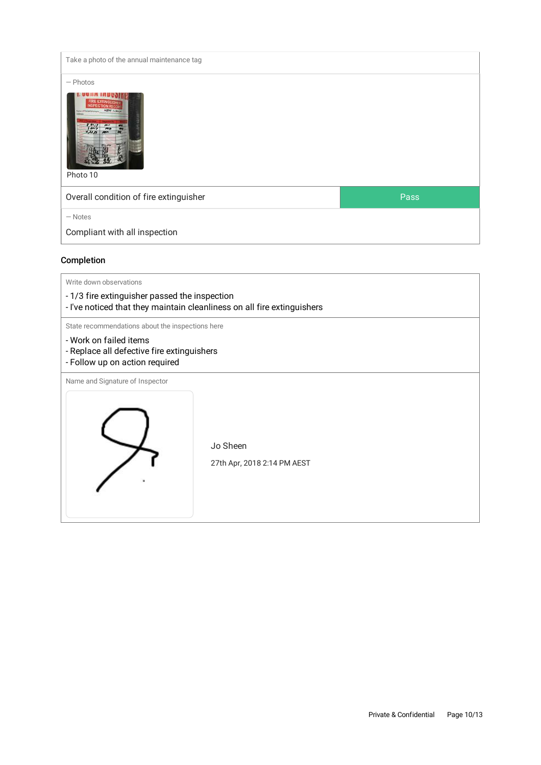Take a photo of the annual maintenance tag

— Photos

Photo 10

| Overall condition of fire extinguisher | Pass |
| --- | --- |

— Notes

Compliant with all inspection

## Completion

Write down observations

- 1/3 fire extinguisher passed the inspection
- I've noticed that they maintain cleanliness on all fire extinguishers

State recommendations about the inspections here

- Work on failed items
- Replace all defective fire extinguishers
- Follow up on action required

Name and Signature of Inspector

Jo Sheen

27th Apr, 2018 2:14 PM AEST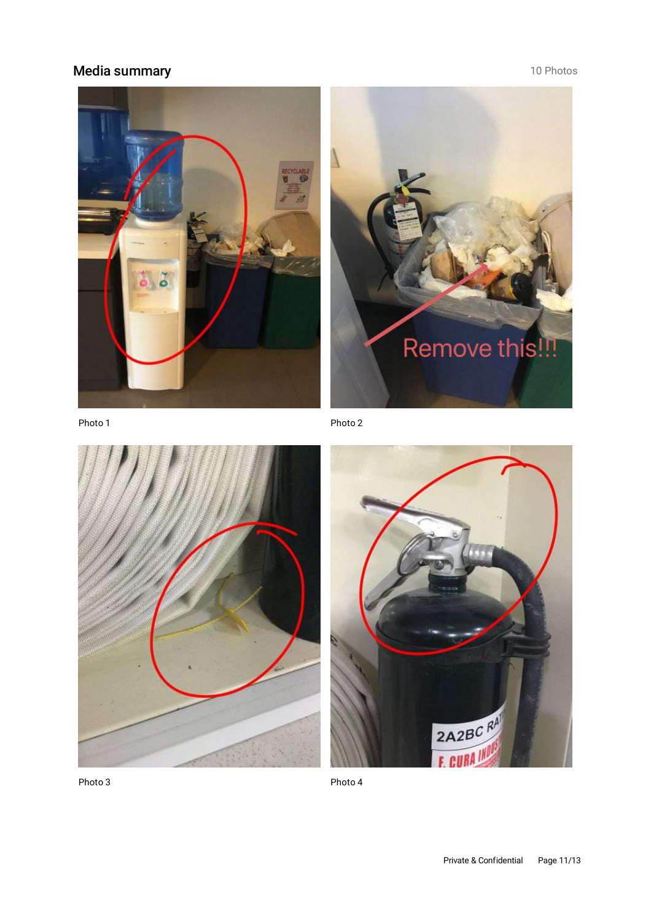## Media summary

10 Photos

Photo 1

Photo 2

Photo 3

Photo 4

Private & Confidential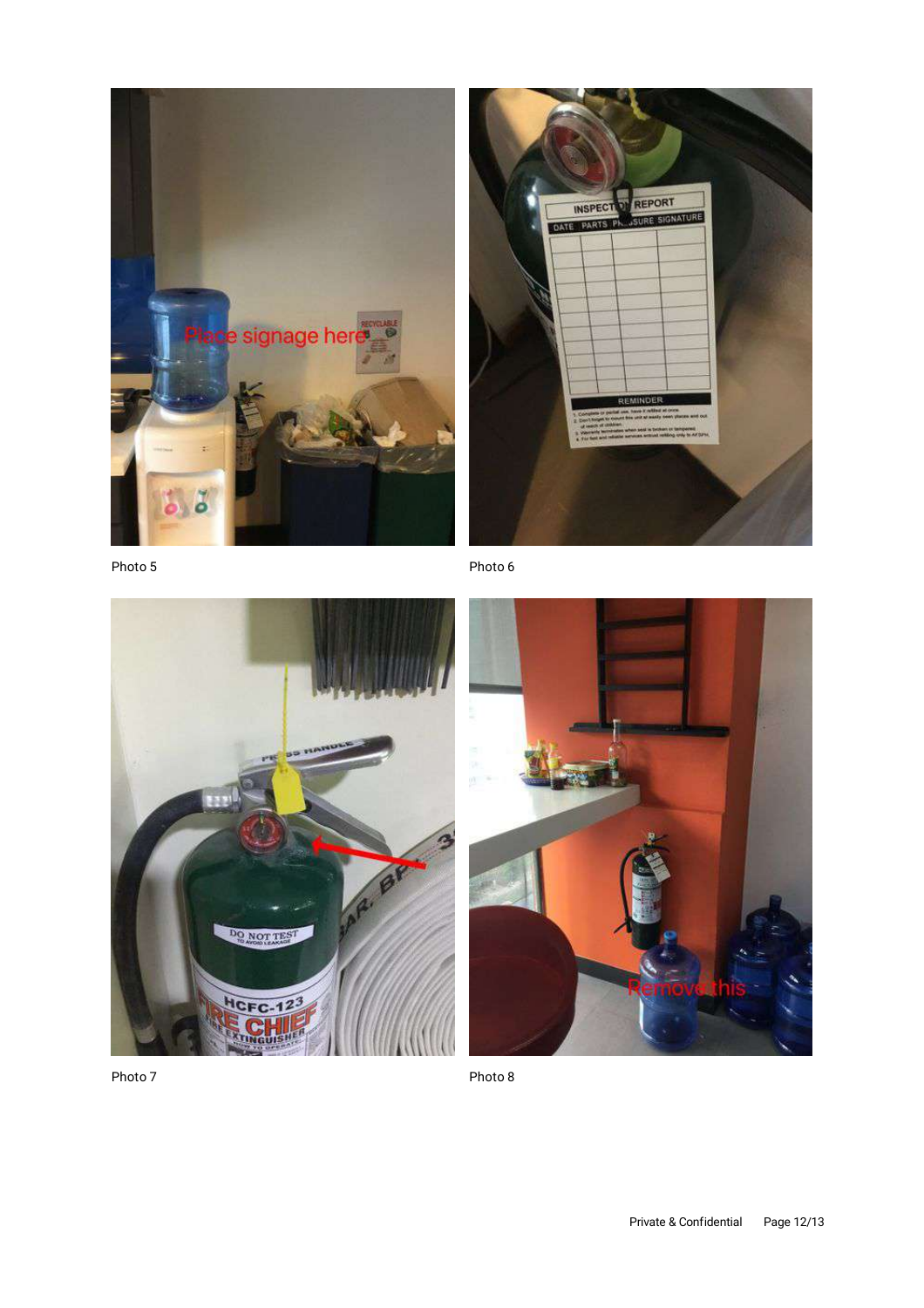Photo 5

Photo 6

Photo 7

Photo 8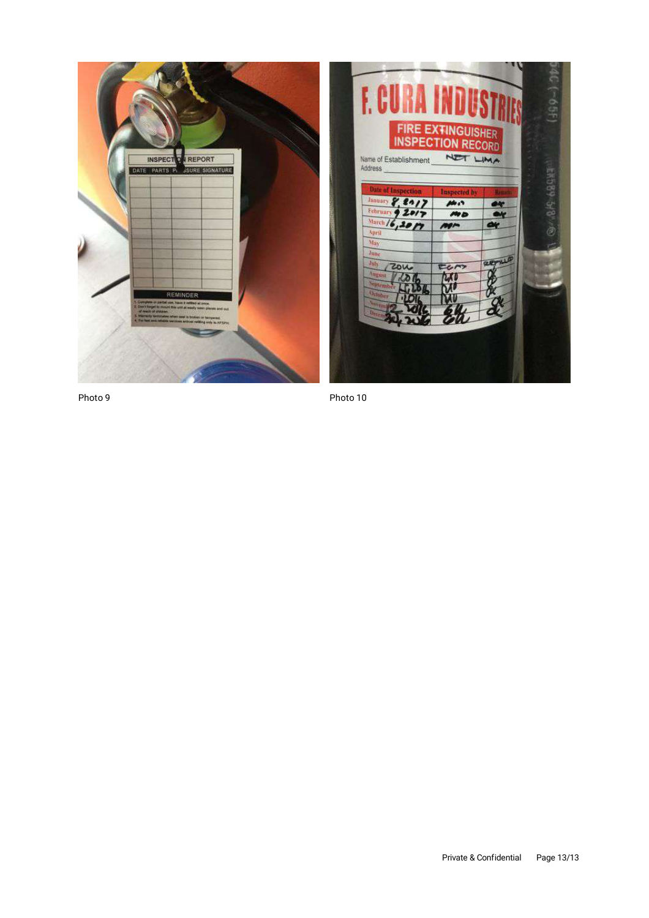Photo 9

Photo 10